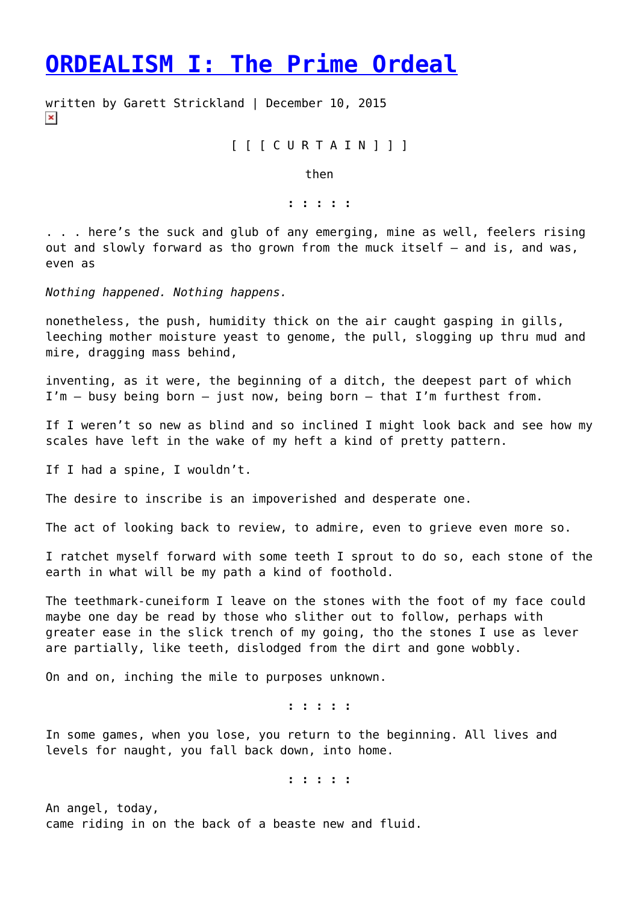# ORDEALISM I: The Prime Ordeal

written by Garett Strickland | December 10, 2015

[ [ [ C U R T A I N ] ] ]

then

: : : : :

. . . here's the suck and glub of any emerging, mine as well, feelers rising out and slowly forward as tho grown from the muck itself — and is, and was, even as

*Nothing happened. Nothing happens.*

nonetheless, the push, humidity thick on the air caught gasping in gills, leeching mother moisture yeast to genome, the pull, slogging up thru mud and mire, dragging mass behind,

inventing, as it were, the beginning of a ditch, the deepest part of which I'm — busy being born — just now, being born — that I'm furthest from.

If I weren't so new as blind and so inclined I might look back and see how my scales have left in the wake of my heft a kind of pretty pattern.

If I had a spine, I wouldn't.

The desire to inscribe is an impoverished and desperate one.

The act of looking back to review, to admire, even to grieve even more so.

I ratchet myself forward with some teeth I sprout to do so, each stone of the earth in what will be my path a kind of foothold.

The teethmark-cuneiform I leave on the stones with the foot of my face could maybe one day be read by those who slither out to follow, perhaps with greater ease in the slick trench of my going, tho the stones I use as lever are partially, like teeth, dislodged from the dirt and gone wobbly.

On and on, inching the mile to purposes unknown.

: : : : :

In some games, when you lose, you return to the beginning. All lives and levels for naught, you fall back down, into home.

: : : : :

An angel, today,
came riding in on the back of a beaste new and fluid.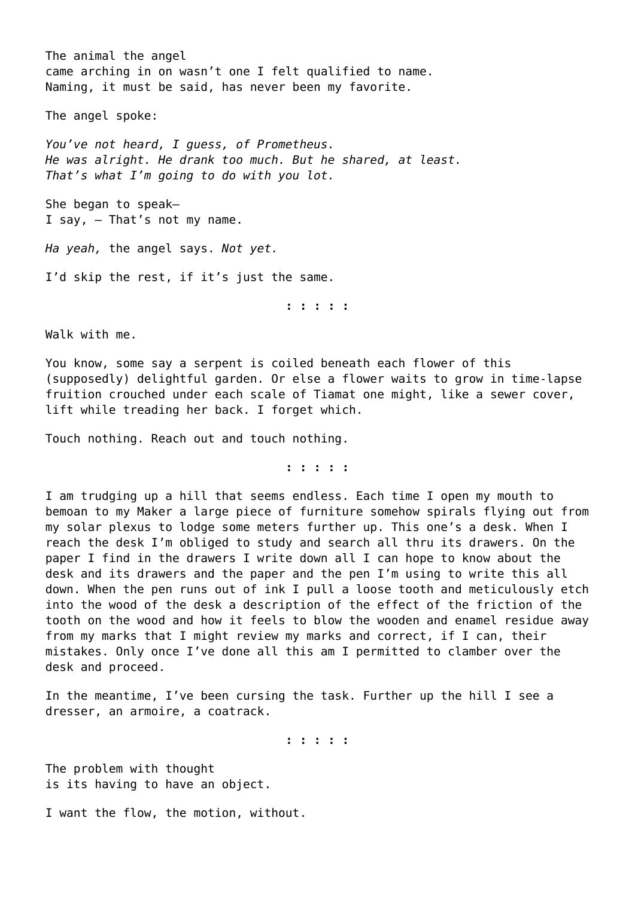The animal the angel  
came arching in on wasn't one I felt qualified to name.  
Naming, it must be said, has never been my favorite.

The angel spoke:

*You've not heard, I guess, of Prometheus.*  
*He was alright. He drank too much. But he shared, at least.*  
*That's what I'm going to do with you lot.*

She began to speak—  
I say, — That's not my name.

*Ha yeah,* the angel says. *Not yet.*

I'd skip the rest, if it's just the same.

**: : : : :**

Walk with me.

You know, some say a serpent is coiled beneath each flower of this (supposedly) delightful garden. Or else a flower waits to grow in time-lapse fruition crouched under each scale of Tiamat one might, like a sewer cover, lift while treading her back. I forget which.

Touch nothing. Reach out and touch nothing.

**: : : : :**

I am trudging up a hill that seems endless. Each time I open my mouth to bemoan to my Maker a large piece of furniture somehow spirals flying out from my solar plexus to lodge some meters further up. This one's a desk. When I reach the desk I'm obliged to study and search all thru its drawers. On the paper I find in the drawers I write down all I can hope to know about the desk and its drawers and the paper and the pen I'm using to write this all down. When the pen runs out of ink I pull a loose tooth and meticulously etch into the wood of the desk a description of the effect of the friction of the tooth on the wood and how it feels to blow the wooden and enamel residue away from my marks that I might review my marks and correct, if I can, their mistakes. Only once I've done all this am I permitted to clamber over the desk and proceed.

In the meantime, I've been cursing the task. Further up the hill I see a dresser, an armoire, a coatrack.

**: : : : :**

The problem with thought  
is its having to have an object.

I want the flow, the motion, without.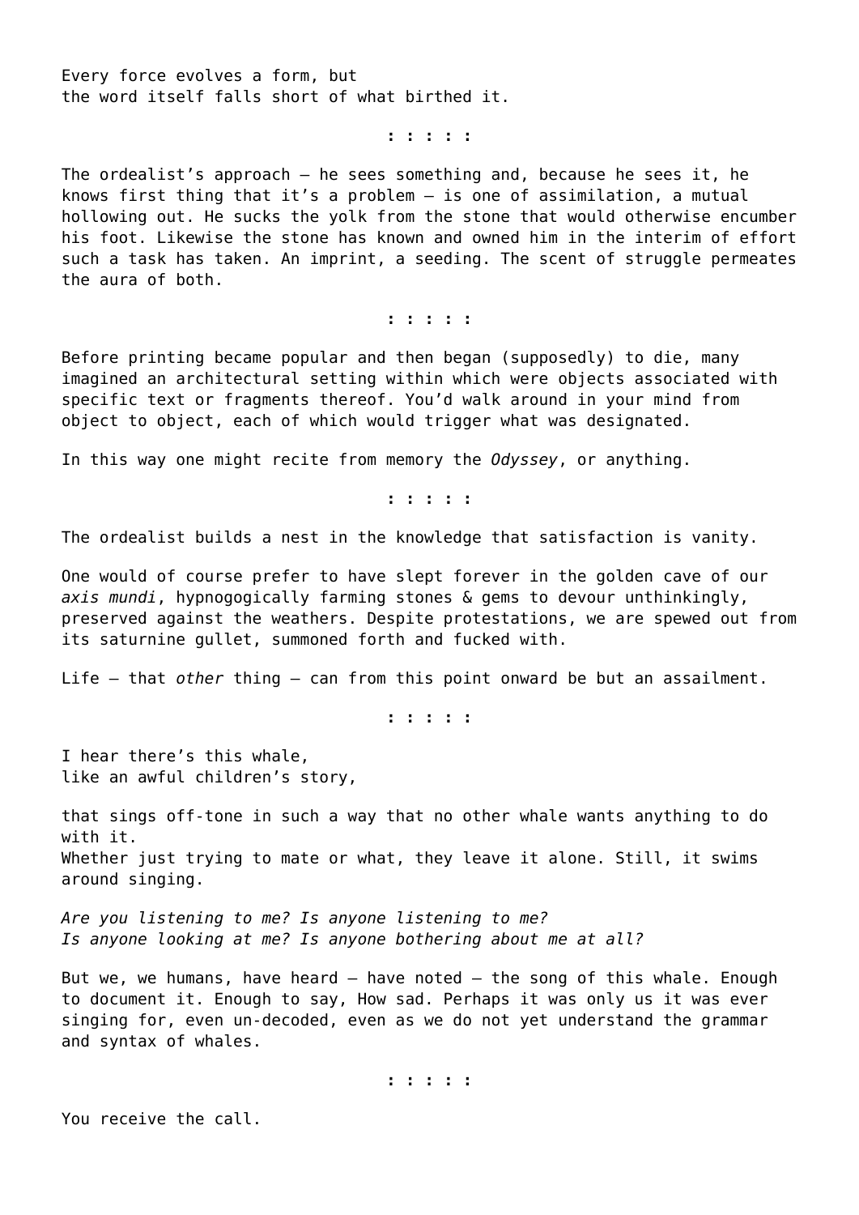Every force evolves a form, but
the word itself falls short of what birthed it.

: : : : :

The ordealist's approach — he sees something and, because he sees it, he knows first thing that it's a problem — is one of assimilation, a mutual hollowing out. He sucks the yolk from the stone that would otherwise encumber his foot. Likewise the stone has known and owned him in the interim of effort such a task has taken. An imprint, a seeding. The scent of struggle permeates the aura of both.

: : : : :

Before printing became popular and then began (supposedly) to die, many imagined an architectural setting within which were objects associated with specific text or fragments thereof. You'd walk around in your mind from object to object, each of which would trigger what was designated.

In this way one might recite from memory the *Odyssey*, or anything.

: : : : :

The ordealist builds a nest in the knowledge that satisfaction is vanity.

One would of course prefer to have slept forever in the golden cave of our *axis mundi*, hypnogogically farming stones & gems to devour unthinkingly, preserved against the weathers. Despite protestations, we are spewed out from its saturnine gullet, summoned forth and fucked with.

Life — that *other* thing — can from this point onward be but an assailment.

: : : : :

I hear there's this whale,
like an awful children's story,

that sings off-tone in such a way that no other whale wants anything to do with it.
Whether just trying to mate or what, they leave it alone. Still, it swims around singing.

*Are you listening to me? Is anyone listening to me?*
*Is anyone looking at me? Is anyone bothering about me at all?*

But we, we humans, have heard — have noted — the song of this whale. Enough to document it. Enough to say, How sad. Perhaps it was only us it was ever singing for, even un-decoded, even as we do not yet understand the grammar and syntax of whales.

: : : : :

You receive the call.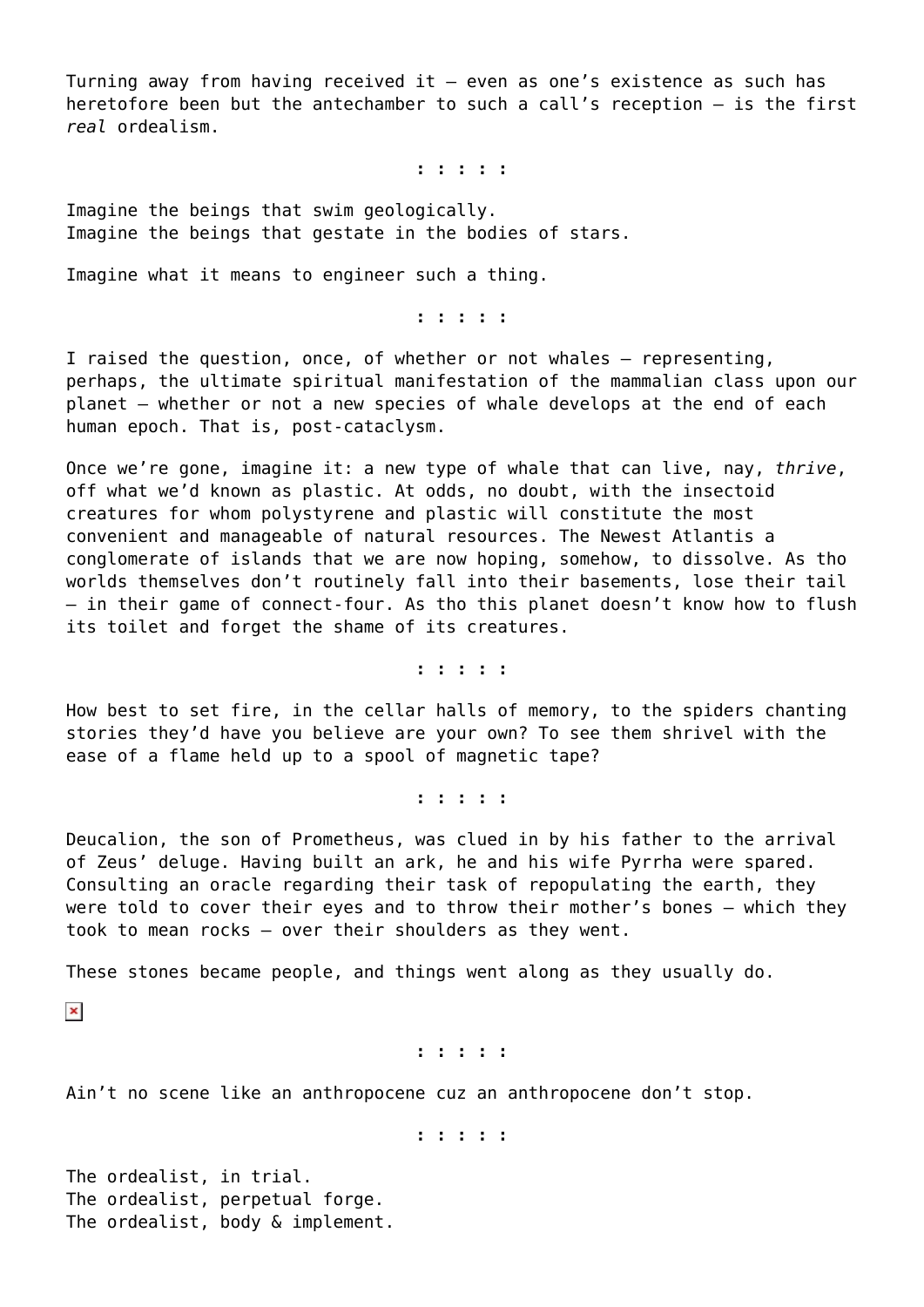Turning away from having received it — even as one's existence as such has heretofore been but the antechamber to such a call's reception — is the first *real* ordealism.

: : : : :

Imagine the beings that swim geologically.
Imagine the beings that gestate in the bodies of stars.

Imagine what it means to engineer such a thing.

: : : : :

I raised the question, once, of whether or not whales — representing, perhaps, the ultimate spiritual manifestation of the mammalian class upon our planet — whether or not a new species of whale develops at the end of each human epoch. That is, post-cataclysm.

Once we're gone, imagine it: a new type of whale that can live, nay, *thrive*, off what we'd known as plastic. At odds, no doubt, with the insectoid creatures for whom polystyrene and plastic will constitute the most convenient and manageable of natural resources. The Newest Atlantis a conglomerate of islands that we are now hoping, somehow, to dissolve. As tho worlds themselves don't routinely fall into their basements, lose their tail — in their game of connect-four. As tho this planet doesn't know how to flush its toilet and forget the shame of its creatures.

: : : : :

How best to set fire, in the cellar halls of memory, to the spiders chanting stories they'd have you believe are your own? To see them shrivel with the ease of a flame held up to a spool of magnetic tape?

: : : : :

Deucalion, the son of Prometheus, was clued in by his father to the arrival of Zeus' deluge. Having built an ark, he and his wife Pyrrha were spared. Consulting an oracle regarding their task of repopulating the earth, they were told to cover their eyes and to throw their mother's bones — which they took to mean rocks — over their shoulders as they went.

These stones became people, and things went along as they usually do.

: : : : :

Ain't no scene like an anthropocene cuz an anthropocene don't stop.

: : : : :

The ordealist, in trial.
The ordealist, perpetual forge.
The ordealist, body & implement.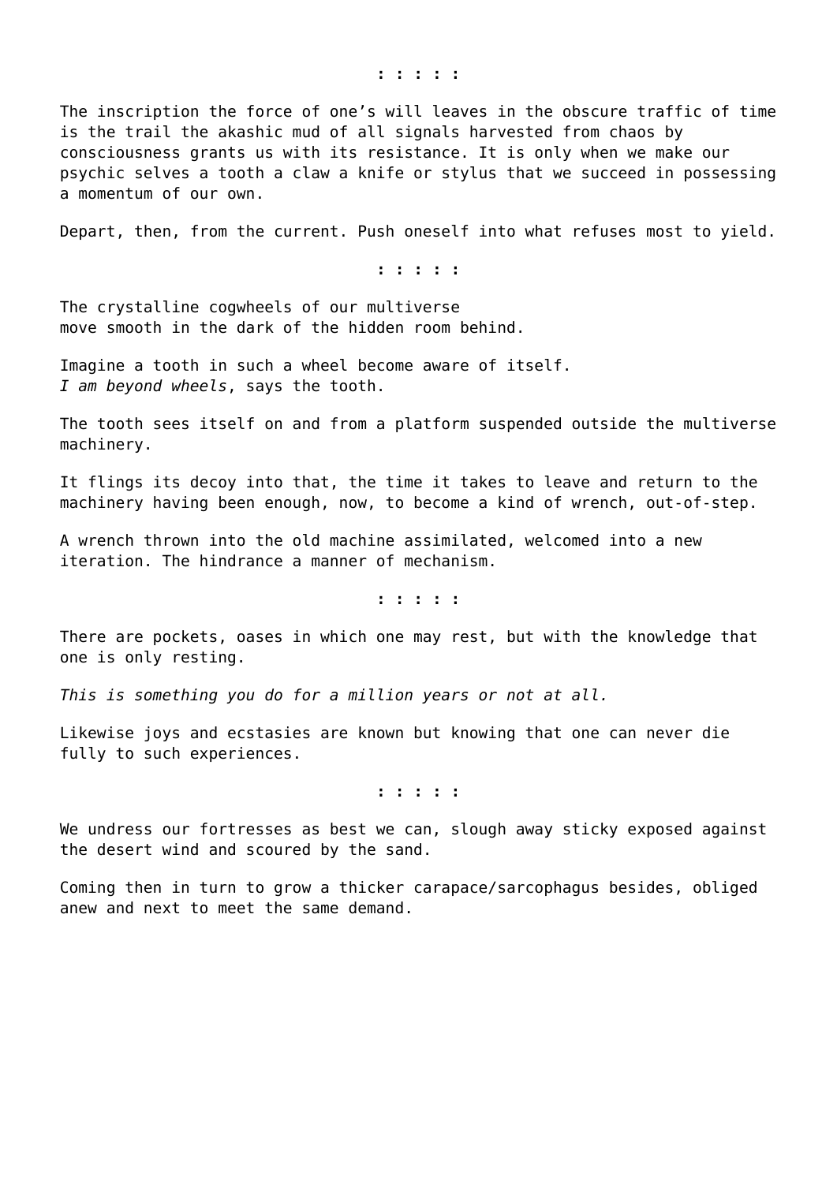: : : : :

The inscription the force of one's will leaves in the obscure traffic of time is the trail the akashic mud of all signals harvested from chaos by consciousness grants us with its resistance. It is only when we make our psychic selves a tooth a claw a knife or stylus that we succeed in possessing a momentum of our own.

Depart, then, from the current. Push oneself into what refuses most to yield.

: : : : :

The crystalline cogwheels of our multiverse  
move smooth in the dark of the hidden room behind.

Imagine a tooth in such a wheel become aware of itself.  
*I am beyond wheels*, says the tooth.

The tooth sees itself on and from a platform suspended outside the multiverse machinery.

It flings its decoy into that, the time it takes to leave and return to the machinery having been enough, now, to become a kind of wrench, out-of-step.

A wrench thrown into the old machine assimilated, welcomed into a new iteration. The hindrance a manner of mechanism.

: : : : :

There are pockets, oases in which one may rest, but with the knowledge that one is only resting.

*This is something you do for a million years or not at all.*

Likewise joys and ecstasies are known but knowing that one can never die fully to such experiences.

: : : : :

We undress our fortresses as best we can, slough away sticky exposed against the desert wind and scoured by the sand.

Coming then in turn to grow a thicker carapace/sarcophagus besides, obliged anew and next to meet the same demand.